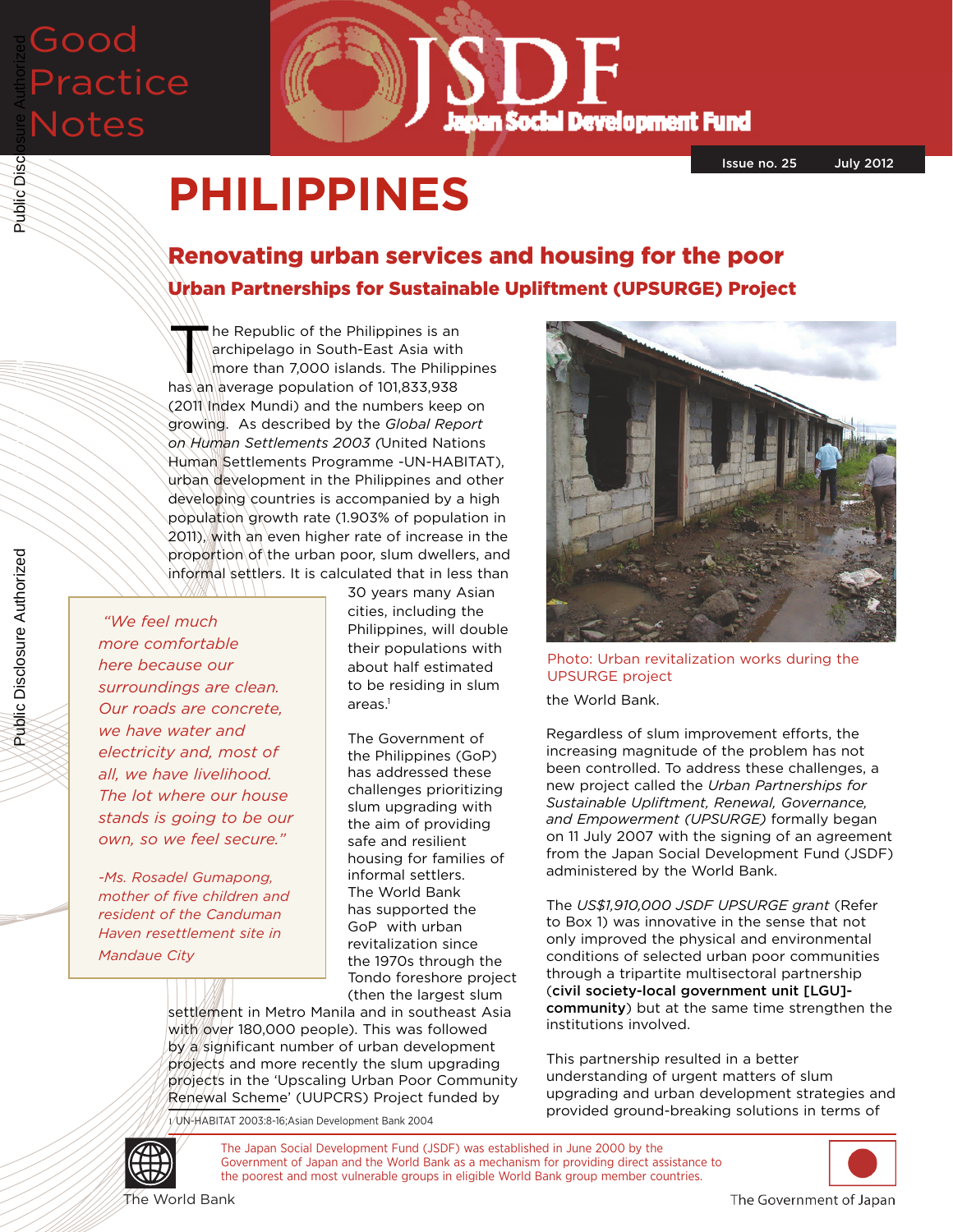# Good Practice Notes

# JSDF Japan Social Development Fund

Issue no. 25 July 2012

# PHILIPPINES

## Renovating urban services and housing for the poor

### Urban Partnerships for Sustainable Upliftment (UPSURGE) Project

The Republic of the Philippines is an archipelago in South-East Asia with more than 7,000 islands. The Philippines has an average population of 101,833,938 (2011 Index Mundi) and the numbers keep on growing. As described by the *Global Report on Human Settlements 2003* (United Nations Human Settlements Programme -UN-HABITAT), urban development in the Philippines and other developing countries is accompanied by a high population growth rate (1.903% of population in 2011), with an even higher rate of increase in the proportion of the urban poor, slum dwellers, and informal settlers. It is calculated that in less than 30 years many Asian cities, including the Philippines, will double their populations with about half estimated to be residing in slum areas.[1]

> *"We feel much more comfortable here because our surroundings are clean. Our roads are concrete, we have water and electricity and, most of all, we have livelihood. The lot where our house stands is going to be our own, so we feel secure."*
>
> *-Ms. Rosadel Gumapong, mother of five children and resident of the Canduman Haven resettlement site in Mandaue City*

The Government of the Philippines (GoP) has addressed these challenges prioritizing slum upgrading with the aim of providing safe and resilient housing for families of informal settlers. The World Bank has supported the GoP with urban revitalization since the 1970s through the Tondo foreshore project (then the largest slum settlement in Metro Manila and in southeast Asia with over 180,000 people). This was followed by a significant number of urban development projects and more recently the slum upgrading projects in the 'Upscaling Urban Poor Community Renewal Scheme' (UUPCRS) Project funded by the World Bank.

Photo: Urban revitalization works during the UPSURGE project

Regardless of slum improvement efforts, the increasing magnitude of the problem has not been controlled. To address these challenges, a new project called the *Urban Partnerships for Sustainable Upliftment, Renewal, Governance, and Empowerment (UPSURGE)* formally began on 11 July 2007 with the signing of an agreement from the Japan Social Development Fund (JSDF) administered by the World Bank.

The *US$1,910,000 JSDF UPSURGE grant* (Refer to Box 1) was innovative in the sense that not only improved the physical and environmental conditions of selected urban poor communities through a tripartite multisectoral partnership (**civil society-local government unit [LGU]-community**) but at the same time strengthen the institutions involved.

This partnership resulted in a better understanding of urgent matters of slum upgrading and urban development strategies and provided ground-breaking solutions in terms of

1 UN-HABITAT 2003:8-16;Asian Development Bank 2004

The Japan Social Development Fund (JSDF) was established in June 2000 by the Government of Japan and the World Bank as a mechanism for providing direct assistance to the poorest and most vulnerable groups in eligible World Bank group member countries.

The World Bank

The Government of Japan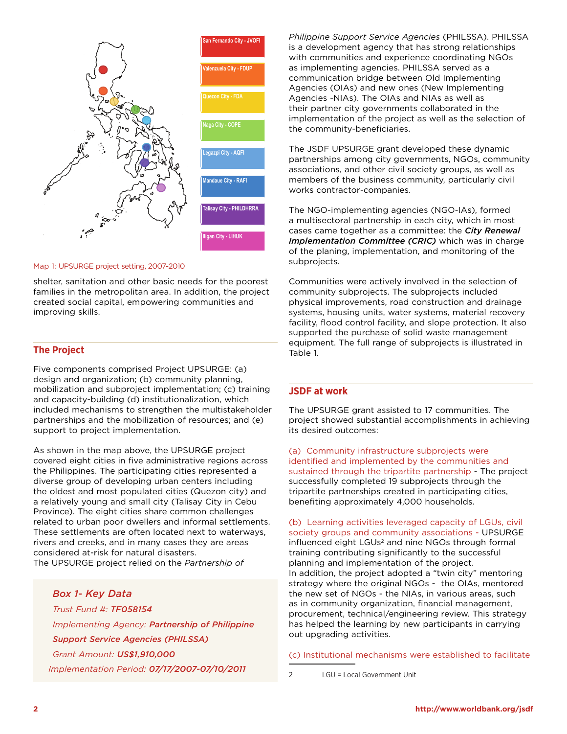San Fernando City - JVOFI

Valenzuela City - FDUP

Quezon City - FDA

Naga City - COPE

Legazpi City - AQFI

Mandaue City - RAFI

Talisay City - PHILDHRRA

Iligan City - LIHUK

Map 1: UPSURGE project setting, 2007-2010

shelter, sanitation and other basic needs for the poorest families in the metropolitan area. In addition, the project created social capital, empowering communities and improving skills.

## The Project

Five components comprised Project UPSURGE: (a) design and organization; (b) community planning, mobilization and subproject implementation; (c) training and capacity-building (d) institutionalization, which included mechanisms to strengthen the multistakeholder partnerships and the mobilization of resources; and (e) support to project implementation.

As shown in the map above, the UPSURGE project covered eight cities in five administrative regions across the Philippines. The participating cities represented a diverse group of developing urban centers including the oldest and most populated cities (Quezon city) and a relatively young and small city (Talisay City in Cebu Province). The eight cities share common challenges related to urban poor dwellers and informal settlements. These settlements are often located next to waterways, rivers and creeks, and in many cases they are areas considered at-risk for natural disasters.
The UPSURGE project relied on the *Partnership of Philippine Support Service Agencies* (PHILSSA). PHILSSA is a development agency that has strong relationships with communities and experience coordinating NGOs as implementing agencies. PHILSSA served as a communication bridge between Old Implementing Agencies (OIAs) and new ones (New Implementing Agencies -NIAs). The OIAs and NIAs as well as their partner city governments collaborated in the implementation of the project as well as the selection of the community-beneficiaries.

> ***Box 1- Key Data***
>
> *Trust Fund #:* ***TF058154***
>
> *Implementing Agency:* ***Partnership of Philippine Support Service Agencies (PHILSSA)***
>
> *Grant Amount:* ***US$1,910,000***
>
> *Implementation Period:* ***07/17/2007-07/10/2011***

The JSDF UPSURGE grant developed these dynamic partnerships among city governments, NGOs, community associations, and other civil society groups, as well as members of the business community, particularly civil works contractor-companies.

The NGO-implementing agencies (NGO-IAs), formed a multisectoral partnership in each city, which in most cases came together as a committee: the ***City Renewal Implementation Committee (CRIC)*** which was in charge of the planing, implementation, and monitoring of the subprojects.

Communities were actively involved in the selection of community subprojects. The subprojects included physical improvements, road construction and drainage systems, housing units, water systems, material recovery facility, flood control facility, and slope protection. It also supported the purchase of solid waste management equipment. The full range of subprojects is illustrated in Table 1.

## JSDF at work

The UPSURGE grant assisted to 17 communities. The project showed substantial accomplishments in achieving its desired outcomes:

(a) Community infrastructure subprojects were identified and implemented by the communities and sustained through the tripartite partnership - The project successfully completed 19 subprojects through the tripartite partnerships created in participating cities, benefiting approximately 4,000 households.

(b) Learning activities leveraged capacity of LGUs, civil society groups and community associations - UPSURGE influenced eight LGUs[2] and nine NGOs through formal training contributing significantly to the successful planning and implementation of the project.
In addition, the project adopted a "twin city" mentoring strategy where the original NGOs - the OIAs, mentored the new set of NGOs - the NIAs, in various areas, such as in community organization, financial management, procurement, technical/engineering review. This strategy has helped the learning by new participants in carrying out upgrading activities.

(c) Institutional mechanisms were established to facilitate

2 LGU = Local Government Unit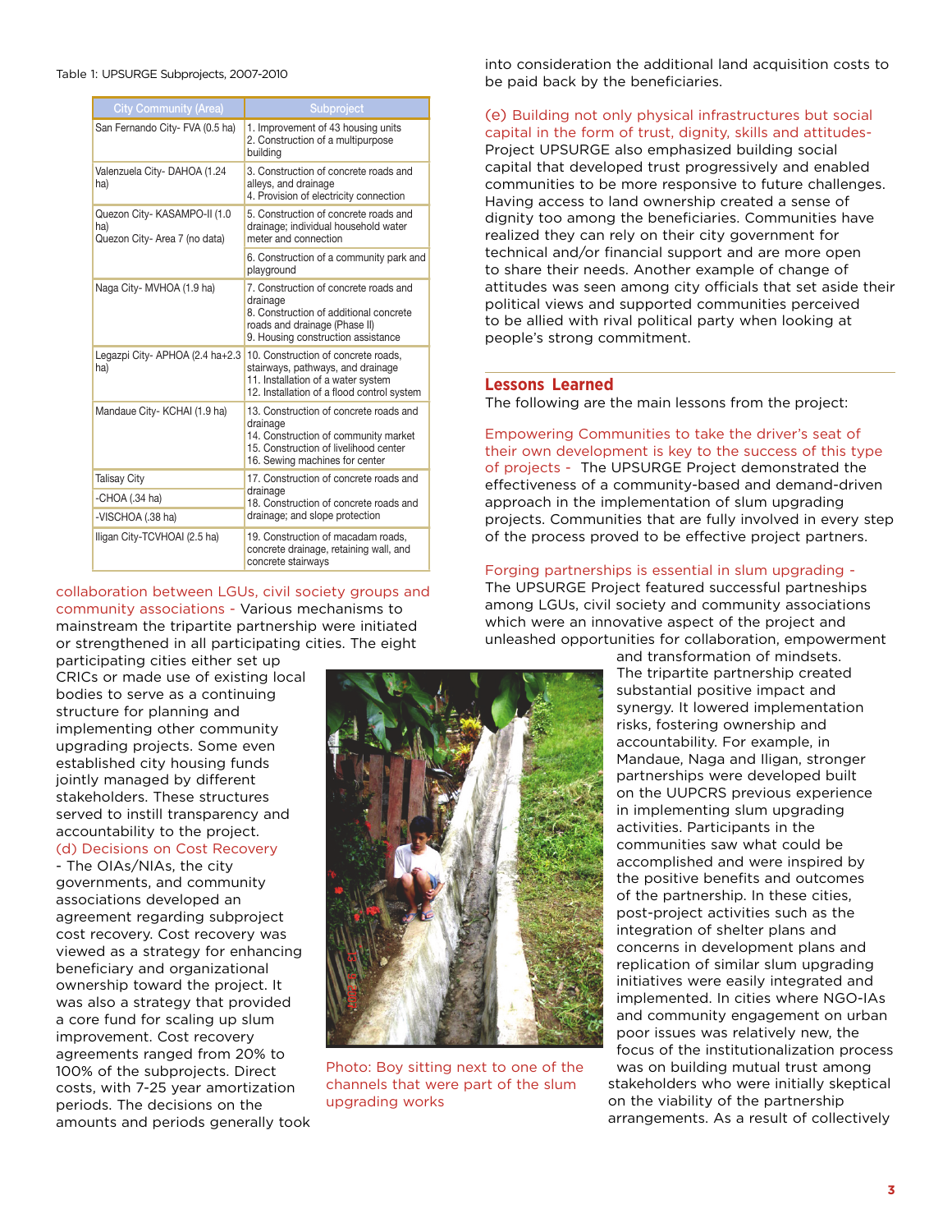Table 1: UPSURGE Subprojects, 2007-2010

| City Community (Area) | Subproject |
|---|---|
| San Fernando City- FVA (0.5 ha) | 1. Improvement of 43 housing units<br>2. Construction of a multipurpose building |
| Valenzuela City- DAHOA (1.24 ha) | 3. Construction of concrete roads and alleys, and drainage<br>4. Provision of electricity connection |
| Quezon City- KASAMPO-II (1.0 ha)<br>Quezon City- Area 7 (no data) | 5. Construction of concrete roads and drainage; individual household water meter and connection |
| | 6. Construction of a community park and playground |
| Naga City- MVHOA (1.9 ha) | 7. Construction of concrete roads and drainage<br>8. Construction of additional concrete roads and drainage (Phase II)<br>9. Housing construction assistance |
| Legazpi City- APHOA (2.4 ha+2.3 ha) | 10. Construction of concrete roads, stairways, pathways, and drainage<br>11. Installation of a water system<br>12. Installation of a flood control system |
| Mandaue City- KCHAI (1.9 ha) | 13. Construction of concrete roads and drainage<br>14. Construction of community market<br>15. Construction of livelihood center<br>16. Sewing machines for center |
| Talisay City<br>-CHOA (.34 ha)<br>-VISCHOA (.38 ha) | 17. Construction of concrete roads and drainage<br>18. Construction of concrete roads and drainage; and slope protection |
| Iligan City-TCVHOAI (2.5 ha) | 19. Construction of macadam roads, concrete drainage, retaining wall, and concrete stairways |

collaboration between LGUs, civil society groups and community associations - Various mechanisms to mainstream the tripartite partnership were initiated or strengthened in all participating cities. The eight participating cities either set up CRICs or made use of existing local bodies to serve as a continuing structure for planning and implementing other community upgrading projects. Some even established city housing funds jointly managed by different stakeholders. These structures served to instill transparency and accountability to the project.

(d) Decisions on Cost Recovery - The OIAs/NIAs, the city governments, and community associations developed an agreement regarding subproject cost recovery. Cost recovery was viewed as a strategy for enhancing beneficiary and organizational ownership toward the project. It was also a strategy that provided a core fund for scaling up slum improvement. Cost recovery agreements ranged from 20% to 100% of the subprojects. Direct costs, with 7-25 year amortization periods. The decisions on the amounts and periods generally took into consideration the additional land acquisition costs to be paid back by the beneficiaries.

Photo: Boy sitting next to one of the channels that were part of the slum upgrading works

(e) Building not only physical infrastructures but social capital in the form of trust, dignity, skills and attitudes- Project UPSURGE also emphasized building social capital that developed trust progressively and enabled communities to be more responsive to future challenges. Having access to land ownership created a sense of dignity too among the beneficiaries. Communities have realized they can rely on their city government for technical and/or financial support and are more open to share their needs. Another example of change of attitudes was seen among city officials that set aside their political views and supported communities perceived to be allied with rival political party when looking at people's strong commitment.

## Lessons Learned

The following are the main lessons from the project:

Empowering Communities to take the driver's seat of their own development is key to the success of this type of projects - The UPSURGE Project demonstrated the effectiveness of a community-based and demand-driven approach in the implementation of slum upgrading projects. Communities that are fully involved in every step of the process proved to be effective project partners.

Forging partnerships is essential in slum upgrading - The UPSURGE Project featured successful partnerships among LGUs, civil society and community associations which were an innovative aspect of the project and unleashed opportunities for collaboration, empowerment and transformation of mindsets. The tripartite partnership created substantial positive impact and synergy. It lowered implementation risks, fostering ownership and accountability. For example, in Mandaue, Naga and Iligan, stronger partnerships were developed built on the UUPCRS previous experience in implementing slum upgrading activities. Participants in the communities saw what could be accomplished and were inspired by the positive benefits and outcomes of the partnership. In these cities, post-project activities such as the integration of shelter plans and concerns in development plans and replication of similar slum upgrading initiatives were easily integrated and implemented. In cities where NGO-IAs and community engagement on urban poor issues was relatively new, the focus of the institutionalization process was on building mutual trust among stakeholders who were initially skeptical on the viability of the partnership arrangements. As a result of collectively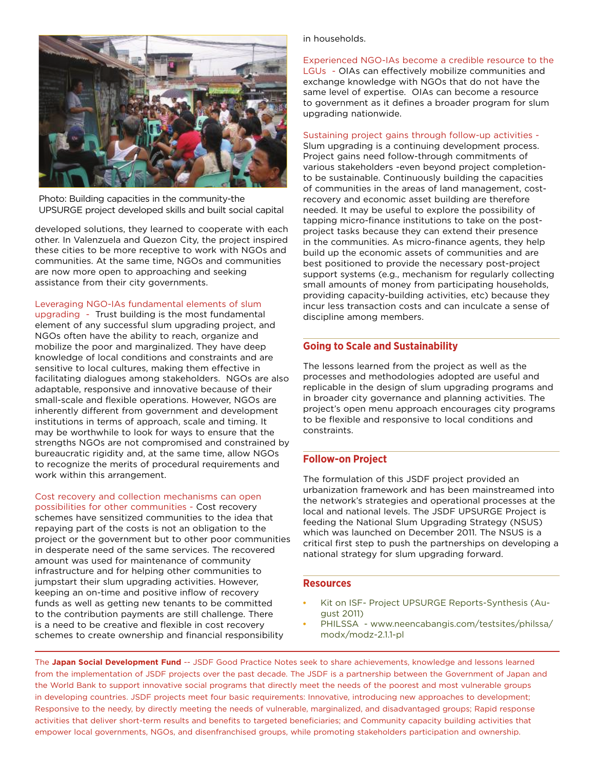Photo: Building capacities in the community-the UPSURGE project developed skills and built social capital

developed solutions, they learned to cooperate with each other. In Valenzuela and Quezon City, the project inspired these cities to be more receptive to work with NGOs and communities. At the same time, NGOs and communities are now more open to approaching and seeking assistance from their city governments.

Leveraging NGO-IAs fundamental elements of slum upgrading - Trust building is the most fundamental element of any successful slum upgrading project, and NGOs often have the ability to reach, organize and mobilize the poor and marginalized. They have deep knowledge of local conditions and constraints and are sensitive to local cultures, making them effective in facilitating dialogues among stakeholders. NGOs are also adaptable, responsive and innovative because of their small-scale and flexible operations. However, NGOs are inherently different from government and development institutions in terms of approach, scale and timing. It may be worthwhile to look for ways to ensure that the strengths NGOs are not compromised and constrained by bureaucratic rigidity and, at the same time, allow NGOs to recognize the merits of procedural requirements and work within this arrangement.

Cost recovery and collection mechanisms can open possibilities for other communities - Cost recovery schemes have sensitized communities to the idea that repaying part of the costs is not an obligation to the project or the government but to other poor communities in desperate need of the same services. The recovered amount was used for maintenance of community infrastructure and for helping other communities to jumpstart their slum upgrading activities. However, keeping an on-time and positive inflow of recovery funds as well as getting new tenants to be committed to the contribution payments are still challenge. There is a need to be creative and flexible in cost recovery schemes to create ownership and financial responsibility in households.

Experienced NGO-IAs become a credible resource to the LGUs - OIAs can effectively mobilize communities and exchange knowledge with NGOs that do not have the same level of expertise. OIAs can become a resource to government as it defines a broader program for slum upgrading nationwide.

Sustaining project gains through follow-up activities - Slum upgrading is a continuing development process. Project gains need follow-through commitments of various stakeholders -even beyond project completion- to be sustainable. Continuously building the capacities of communities in the areas of land management, cost-recovery and economic asset building are therefore needed. It may be useful to explore the possibility of tapping micro-finance institutions to take on the post-project tasks because they can extend their presence in the communities. As micro-finance agents, they help build up the economic assets of communities and are best positioned to provide the necessary post-project support systems (e.g., mechanism for regularly collecting small amounts of money from participating households, providing capacity-building activities, etc) because they incur less transaction costs and can inculcate a sense of discipline among members.

## Going to Scale and Sustainability

The lessons learned from the project as well as the processes and methodologies adopted are useful and replicable in the design of slum upgrading programs and in broader city governance and planning activities. The project's open menu approach encourages city programs to be flexible and responsive to local conditions and constraints.

## Follow-on Project

The formulation of this JSDF project provided an urbanization framework and has been mainstreamed into the network's strategies and operational processes at the local and national levels. The JSDF UPSURGE Project is feeding the National Slum Upgrading Strategy (NSUS) which was launched on December 2011. The NSUS is a critical first step to push the partnerships on developing a national strategy for slum upgrading forward.

## Resources

- Kit on ISF- Project UPSURGE Reports-Synthesis (August 2011)
- PHILSSA - www.neencabangis.com/testsites/philssa/modx/modz-2.1.1-pl

The **Japan Social Development Fund** -- JSDF Good Practice Notes seek to share achievements, knowledge and lessons learned from the implementation of JSDF projects over the past decade. The JSDF is a partnership between the Government of Japan and the World Bank to support innovative social programs that directly meet the needs of the poorest and most vulnerable groups in developing countries. JSDF projects meet four basic requirements: Innovative, introducing new approaches to development; Responsive to the needy, by directly meeting the needs of vulnerable, marginalized, and disadvantaged groups; Rapid response activities that deliver short-term results and benefits to targeted beneficiaries; and Community capacity building activities that empower local governments, NGOs, and disenfranchised groups, while promoting stakeholders participation and ownership.